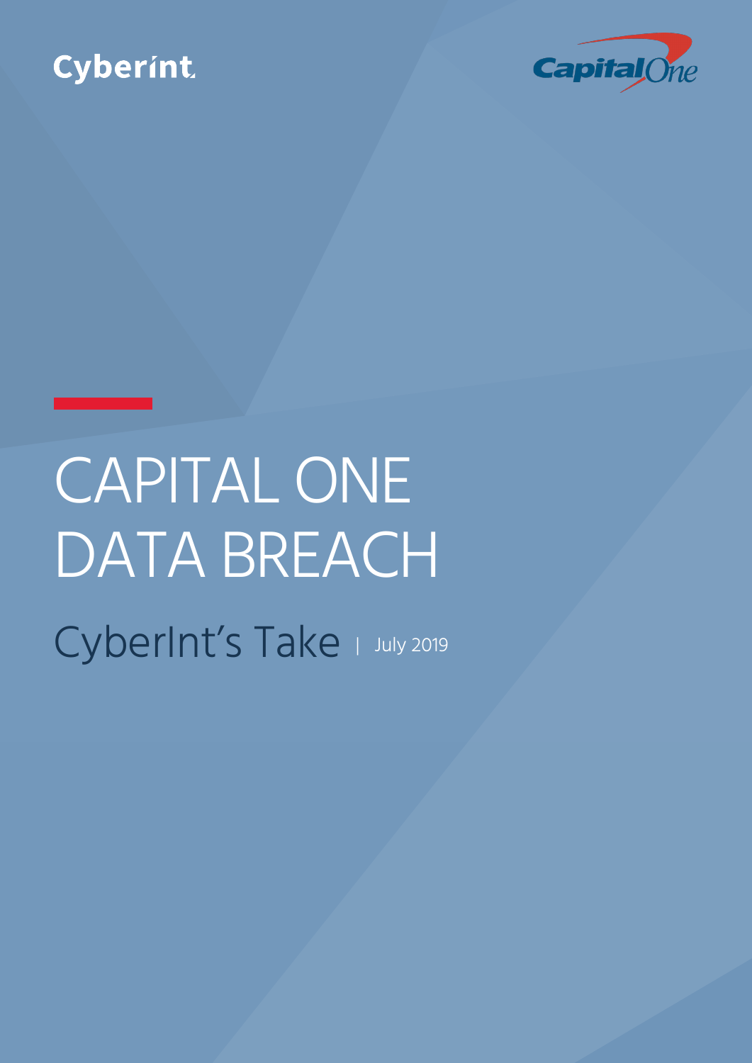Cyberint

Capital One

# CAPITAL ONE DATA BREACH

## CyberInt's Take | July 2019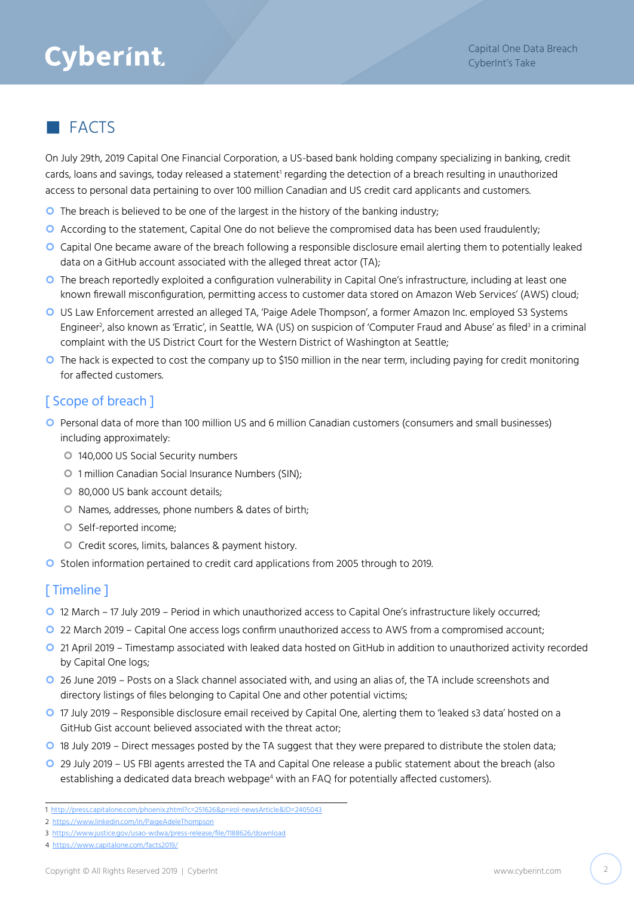## FACTS

On July 29th, 2019 Capital One Financial Corporation, a US-based bank holding company specializing in banking, credit cards, loans and savings, today released a statement[1] regarding the detection of a breach resulting in unauthorized access to personal data pertaining to over 100 million Canadian and US credit card applicants and customers.

- The breach is believed to be one of the largest in the history of the banking industry;
- According to the statement, Capital One do not believe the compromised data has been used fraudulently;
- Capital One became aware of the breach following a responsible disclosure email alerting them to potentially leaked data on a GitHub account associated with the alleged threat actor (TA);
- The breach reportedly exploited a configuration vulnerability in Capital One's infrastructure, including at least one known firewall misconfiguration, permitting access to customer data stored on Amazon Web Services' (AWS) cloud;
- US Law Enforcement arrested an alleged TA, 'Paige Adele Thompson', a former Amazon Inc. employed S3 Systems Engineer[2], also known as 'Erratic', in Seattle, WA (US) on suspicion of 'Computer Fraud and Abuse' as filed[3] in a criminal complaint with the US District Court for the Western District of Washington at Seattle;
- The hack is expected to cost the company up to $150 million in the near term, including paying for credit monitoring for affected customers.

### [ Scope of breach ]

- Personal data of more than 100 million US and 6 million Canadian customers (consumers and small businesses) including approximately:
  - 140,000 US Social Security numbers
  - 1 million Canadian Social Insurance Numbers (SIN);
  - 80,000 US bank account details;
  - Names, addresses, phone numbers & dates of birth;
  - Self-reported income;
  - Credit scores, limits, balances & payment history.
- Stolen information pertained to credit card applications from 2005 through to 2019.

### [ Timeline ]

- 12 March – 17 July 2019 – Period in which unauthorized access to Capital One's infrastructure likely occurred;
- 22 March 2019 – Capital One access logs confirm unauthorized access to AWS from a compromised account;
- 21 April 2019 – Timestamp associated with leaked data hosted on GitHub in addition to unauthorized activity recorded by Capital One logs;
- 26 June 2019 – Posts on a Slack channel associated with, and using an alias of, the TA include screenshots and directory listings of files belonging to Capital One and other potential victims;
- 17 July 2019 – Responsible disclosure email received by Capital One, alerting them to 'leaked s3 data' hosted on a GitHub Gist account believed associated with the threat actor;
- 18 July 2019 – Direct messages posted by the TA suggest that they were prepared to distribute the stolen data;
- 29 July 2019 – US FBI agents arrested the TA and Capital One release a public statement about the breach (also establishing a dedicated data breach webpage[4] with an FAQ for potentially affected customers).

---

1 http://press.capitalone.com/phoenix.zhtml?c=251626&p=irol-newsArticle&ID=2405043
2 https://www.linkedin.com/in/PaigeAdeleThompson
3 https://www.justice.gov/usao-wdwa/press-release/file/1188626/download
4 https://www.capitalone.com/facts2019/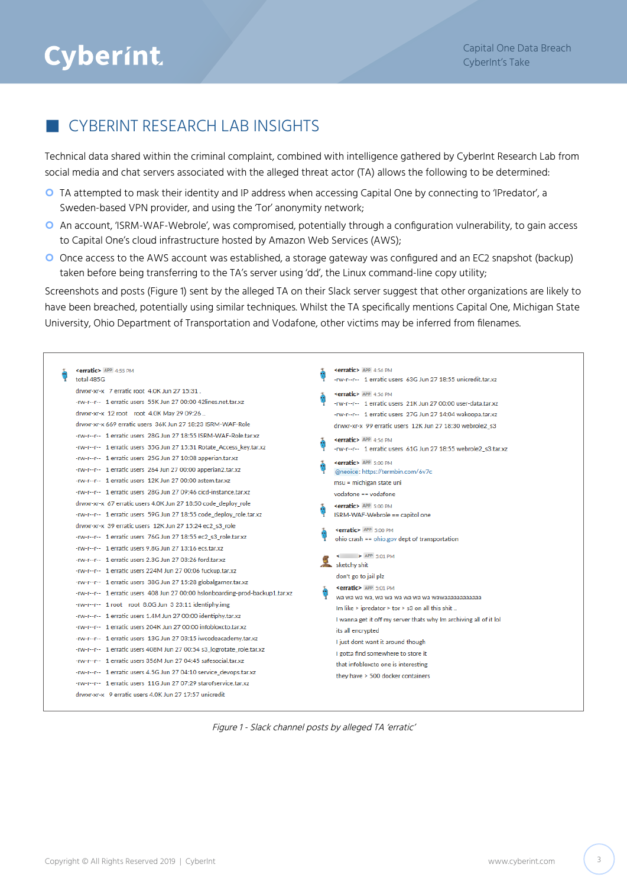## CYBERINT RESEARCH LAB INSIGHTS

Technical data shared within the criminal complaint, combined with intelligence gathered by CyberInt Research Lab from social media and chat servers associated with the alleged threat actor (TA) allows the following to be determined:

- TA attempted to mask their identity and IP address when accessing Capital One by connecting to 'IPredator', a Sweden-based VPN provider, and using the 'Tor' anonymity network;
- An account, 'ISRM-WAF-Webrole', was compromised, potentially through a configuration vulnerability, to gain access to Capital One's cloud infrastructure hosted by Amazon Web Services (AWS);
- Once access to the AWS account was established, a storage gateway was configured and an EC2 snapshot (backup) taken before being transferring to the TA's server using 'dd', the Linux command-line copy utility;

Screenshots and posts (Figure 1) sent by the alleged TA on their Slack server suggest that other organizations are likely to have been breached, potentially using similar techniques. Whilst the TA specifically mentions Capital One, Michigan State University, Ohio Department of Transportation and Vodafone, other victims may be inferred from filenames.

```
<erratic> APP 4:55 PM
total 485G
drwxr-xr-x  7 erratic root  4.0K Jun 27 15:31 .
-rw-r--r--  1 erratic users  55K Jun 27 00:00 42lines.net.tar.xz
drwxr-xr-x  12 root   root  4.0K May 29 09:26 ..
drwxr-xr-x 669 erratic users  36K Jun 27 18:23 ISRM-WAF-Role
-rw-r--r--  1 erratic users  28G Jun 27 18:55 ISRM-WAF-Role.tar.xz
-rw-r--r--  1 erratic users  35G Jun 27 15:31 Rotate_Access_key.tar.xz
-rw-r--r--  1 erratic users  25G Jun 27 10:08 apperian.tar.xz
-rw-r--r--  1 erratic users  264 Jun 27 00:00 apperian2.tar.xz
-rw-r--r--  1 erratic users  12K Jun 27 00:00 astem.tar.xz
-rw-r--r--  1 erratic users  28G Jun 27 09:46 cicd-instance.tar.xz
drwxr-xr-x  67 erratic users 4.0K Jun 27 18:50 code_deploy_role
-rw-r--r--  1 erratic users  59G Jun 27 18:55 code_deploy_role.tar.xz
drwxr-xr-x  39 erratic users  12K Jun 27 15:24 ec2_s3_role
-rw-r--r--  1 erratic users  76G Jun 27 18:55 ec2_s3_role.tar.xz
-rw-r--r--  1 erratic users 9.8G Jun 27 13:16 ecs.tar.xz
-rw-r--r--  1 erratic users 2.3G Jun 27 03:26 ford.tar.xz
-rw-r--r--  1 erratic users 224M Jun 27 00:06 fuckup.tar.xz
-rw-r--r--  1 erratic users  38G Jun 27 15:28 globalgarner.tar.xz
-rw-r--r--  1 erratic users  408 Jun 27 00:00 hslonboarding-prod-backup1.tar.xz
-rw-r--r--  1 root    root  8.0G Jun  3 23:11 identiphy.img
-rw-r--r--  1 erratic users 1.4M Jun 27 00:00 identiphy.tar.xz
-rw-r--r--  1 erratic users 204K Jun 27 00:00 infobloxcto.tar.xz
-rw-r--r--  1 erratic users  13G Jun 27 03:15 iwcodeacademy.tar.xz
-rw-r--r--  1 erratic users 408M Jun 27 00:54 s3_logrotate_role.tar.xz
-rw-r--r--  1 erratic users 356M Jun 27 04:45 safesocial.tar.xz
-rw-r--r--  1 erratic users 4.5G Jun 27 04:10 service_devops.tar.xz
-rw-r--r--  1 erratic users  11G Jun 27 07:29 starofservice.tar.xz
drwxr-xr-x  9 erratic users 4.0K Jun 27 17:57 unicredit

<erratic> APP 4:56 PM
-rw-r--r--  1 erratic users  63G Jun 27 18:55 unicredit.tar.xz

<erratic> APP 4:56 PM
-rw-r--r--  1 erratic users  21K Jun 27 00:00 user-data.tar.xz
-rw-r--r--  1 erratic users  27G Jun 27 14:04 wakoopa.tar.xz
drwxr-xr-x  99 erratic users  12K Jun 27 18:30 webrole2_s3

<erratic> APP 4:56 PM
-rw-r--r--  1 erratic users  61G Jun 27 18:55 webrole2_s3.tar.xz

<erratic> APP 5:00 PM
@neoice: https://termbin.com/6v7c
msu = michigan state uni
vodafone == vodafone

<erratic> APP 5:00 PM
ISRM-WAF-Webrole == capitol one

<erratic> APP 5:00 PM
ohio crash == ohio.gov dept of transportation

<[redacted]> APP 5:01 PM
sketchy shit
don't go to jail plz

<erratic> APP 5:01 PM
wa wa wa wa, wa wa wa wa wa wa wawaaaaaaaaaaaa
Im like > ipredator > tor > s3 on all this shit ..
I wanna get it off my server thats why Im archiving all of it lol
its all encrypted
I just dont want it around though
I gotta find somewhere to store it
that infobloxcto one is interesting
they have > 500 docker containers
```

*Figure 1 - Slack channel posts by alleged TA 'erratic'*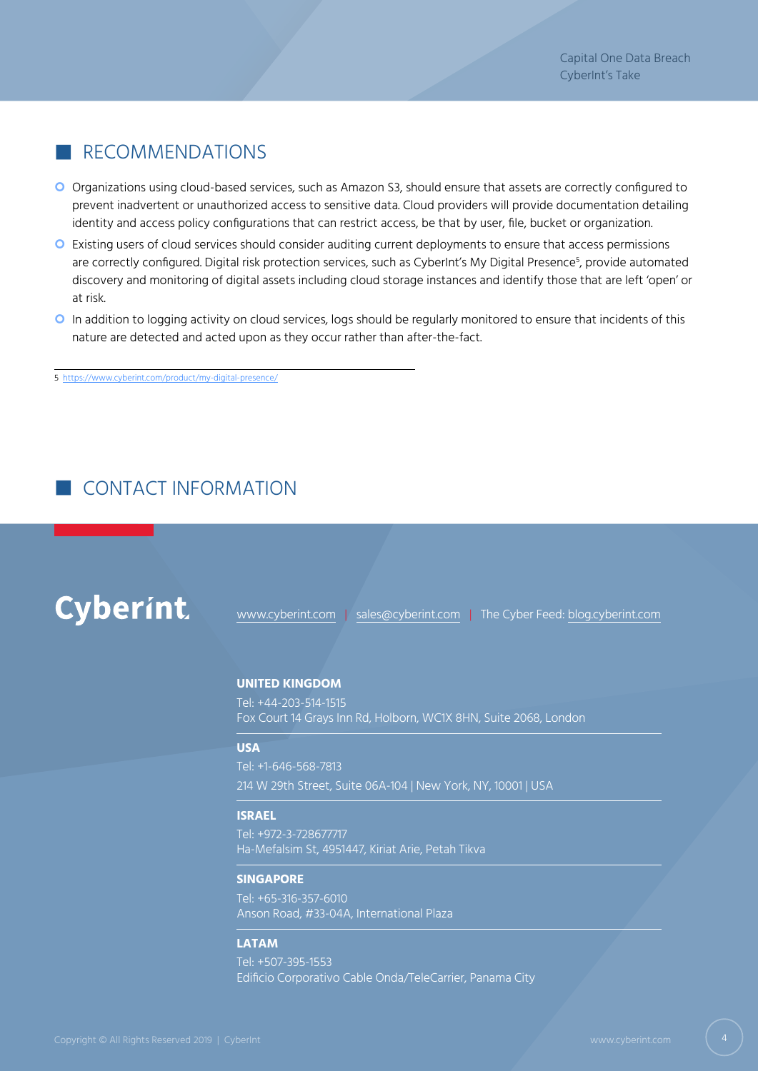## RECOMMENDATIONS

- Organizations using cloud-based services, such as Amazon S3, should ensure that assets are correctly configured to prevent inadvertent or unauthorized access to sensitive data. Cloud providers will provide documentation detailing identity and access policy configurations that can restrict access, be that by user, file, bucket or organization.
- Existing users of cloud services should consider auditing current deployments to ensure that access permissions are correctly configured. Digital risk protection services, such as CyberInt's My Digital Presence[5], provide automated discovery and monitoring of digital assets including cloud storage instances and identify those that are left 'open' or at risk.
- In addition to logging activity on cloud services, logs should be regularly monitored to ensure that incidents of this nature are detected and acted upon as they occur rather than after-the-fact.

5 https://www.cyberint.com/product/my-digital-presence/

## CONTACT INFORMATION

Cyberint

www.cyberint.com | sales@cyberint.com | The Cyber Feed: blog.cyberint.com

**UNITED KINGDOM**
Tel: +44-203-514-1515
Fox Court 14 Grays Inn Rd, Holborn, WC1X 8HN, Suite 2068, London

**USA**
Tel: +1-646-568-7813
214 W 29th Street, Suite 06A-104 | New York, NY, 10001 | USA

**ISRAEL**
Tel: +972-3-728677717
Ha-Mefalsim St, 4951447, Kiriat Arie, Petah Tikva

**SINGAPORE**
Tel: +65-316-357-6010
Anson Road, #33-04A, International Plaza

**LATAM**
Tel: +507-395-1553
Edificio Corporativo Cable Onda/TeleCarrier, Panama City

Copyright © All Rights Reserved 2019 | CyberInt